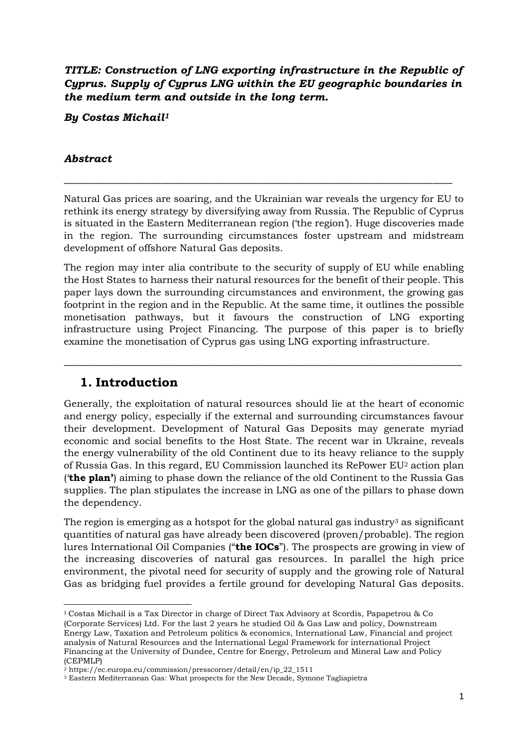***TITLE: Construction of LNG exporting infrastructure in the Republic of Cyprus. Supply of Cyprus LNG within the EU geographic boundaries in the medium term and outside in the long term.***

***By Costas Michail[1]***

***Abstract***

---

Natural Gas prices are soaring, and the Ukrainian war reveals the urgency for EU to rethink its energy strategy by diversifying away from Russia. The Republic of Cyprus is situated in the Eastern Mediterranean region ('the region'). Huge discoveries made in the region. The surrounding circumstances foster upstream and midstream development of offshore Natural Gas deposits.

The region may inter alia contribute to the security of supply of EU while enabling the Host States to harness their natural resources for the benefit of their people. This paper lays down the surrounding circumstances and environment, the growing gas footprint in the region and in the Republic. At the same time, it outlines the possible monetisation pathways, but it favours the construction of LNG exporting infrastructure using Project Financing. The purpose of this paper is to briefly examine the monetisation of Cyprus gas using LNG exporting infrastructure.

---

# 1. Introduction

Generally, the exploitation of natural resources should lie at the heart of economic and energy policy, especially if the external and surrounding circumstances favour their development. Development of Natural Gas Deposits may generate myriad economic and social benefits to the Host State. The recent war in Ukraine, reveals the energy vulnerability of the old Continent due to its heavy reliance to the supply of Russia Gas. In this regard, EU Commission launched its RePower EU[2] action plan (**'the plan'**) aiming to phase down the reliance of the old Continent to the Russia Gas supplies. The plan stipulates the increase in LNG as one of the pillars to phase down the dependency.

The region is emerging as a hotspot for the global natural gas industry[3] as significant quantities of natural gas have already been discovered (proven/probable). The region lures International Oil Companies ("**the IOCs**"). The prospects are growing in view of the increasing discoveries of natural gas resources. In parallel the high price environment, the pivotal need for security of supply and the growing role of Natural Gas as bridging fuel provides a fertile ground for developing Natural Gas deposits.

---

[1] Costas Michail is a Tax Director in charge of Direct Tax Advisory at Scordis, Papapetrou & Co (Corporate Services) Ltd. For the last 2 years he studied Oil & Gas Law and policy, Downstream Energy Law, Taxation and Petroleum politics & economics, International Law, Financial and project analysis of Natural Resources and the International Legal Framework for international Project Financing at the University of Dundee, Centre for Energy, Petroleum and Mineral Law and Policy (CEPMLP)

[2] https://ec.europa.eu/commission/presscorner/detail/en/ip_22_1511

[3] Eastern Mediterranean Gas: What prospects for the New Decade, Symone Tagliapietra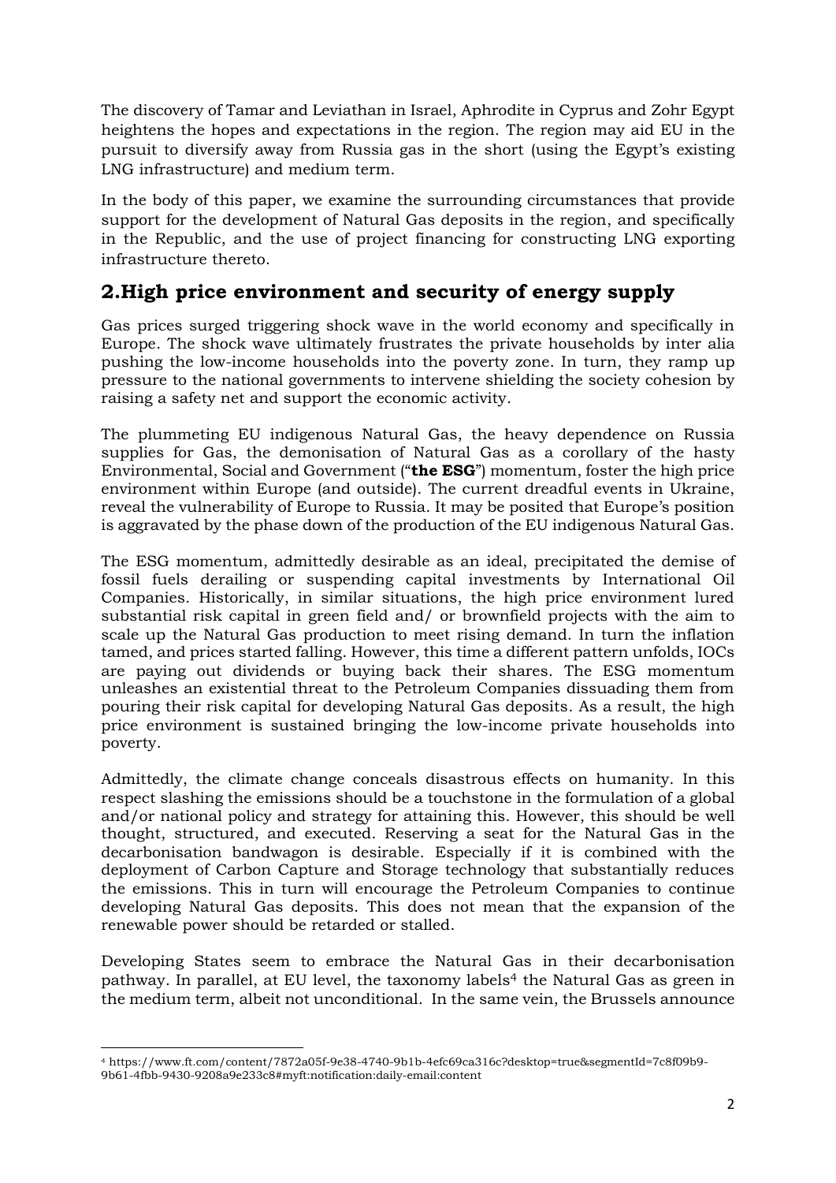The discovery of Tamar and Leviathan in Israel, Aphrodite in Cyprus and Zohr Egypt heightens the hopes and expectations in the region. The region may aid EU in the pursuit to diversify away from Russia gas in the short (using the Egypt's existing LNG infrastructure) and medium term.

In the body of this paper, we examine the surrounding circumstances that provide support for the development of Natural Gas deposits in the region, and specifically in the Republic, and the use of project financing for constructing LNG exporting infrastructure thereto.

## 2.High price environment and security of energy supply

Gas prices surged triggering shock wave in the world economy and specifically in Europe. The shock wave ultimately frustrates the private households by inter alia pushing the low-income households into the poverty zone. In turn, they ramp up pressure to the national governments to intervene shielding the society cohesion by raising a safety net and support the economic activity.

The plummeting EU indigenous Natural Gas, the heavy dependence on Russia supplies for Gas, the demonisation of Natural Gas as a corollary of the hasty Environmental, Social and Government ("**the ESG**") momentum, foster the high price environment within Europe (and outside). The current dreadful events in Ukraine, reveal the vulnerability of Europe to Russia. It may be posited that Europe's position is aggravated by the phase down of the production of the EU indigenous Natural Gas.

The ESG momentum, admittedly desirable as an ideal, precipitated the demise of fossil fuels derailing or suspending capital investments by International Oil Companies. Historically, in similar situations, the high price environment lured substantial risk capital in green field and/ or brownfield projects with the aim to scale up the Natural Gas production to meet rising demand. In turn the inflation tamed, and prices started falling. However, this time a different pattern unfolds, IOCs are paying out dividends or buying back their shares. The ESG momentum unleashes an existential threat to the Petroleum Companies dissuading them from pouring their risk capital for developing Natural Gas deposits. As a result, the high price environment is sustained bringing the low-income private households into poverty.

Admittedly, the climate change conceals disastrous effects on humanity. In this respect slashing the emissions should be a touchstone in the formulation of a global and/or national policy and strategy for attaining this. However, this should be well thought, structured, and executed. Reserving a seat for the Natural Gas in the decarbonisation bandwagon is desirable. Especially if it is combined with the deployment of Carbon Capture and Storage technology that substantially reduces the emissions. This in turn will encourage the Petroleum Companies to continue developing Natural Gas deposits. This does not mean that the expansion of the renewable power should be retarded or stalled.

Developing States seem to embrace the Natural Gas in their decarbonisation pathway. In parallel, at EU level, the taxonomy labels[4] the Natural Gas as green in the medium term, albeit not unconditional. In the same vein, the Brussels announce

[4] https://www.ft.com/content/7872a05f-9e38-4740-9b1b-4efc69ca316c?desktop=true&segmentId=7c8f09b9-9b61-4fbb-9430-9208a9e233c8#myft:notification:daily-email:content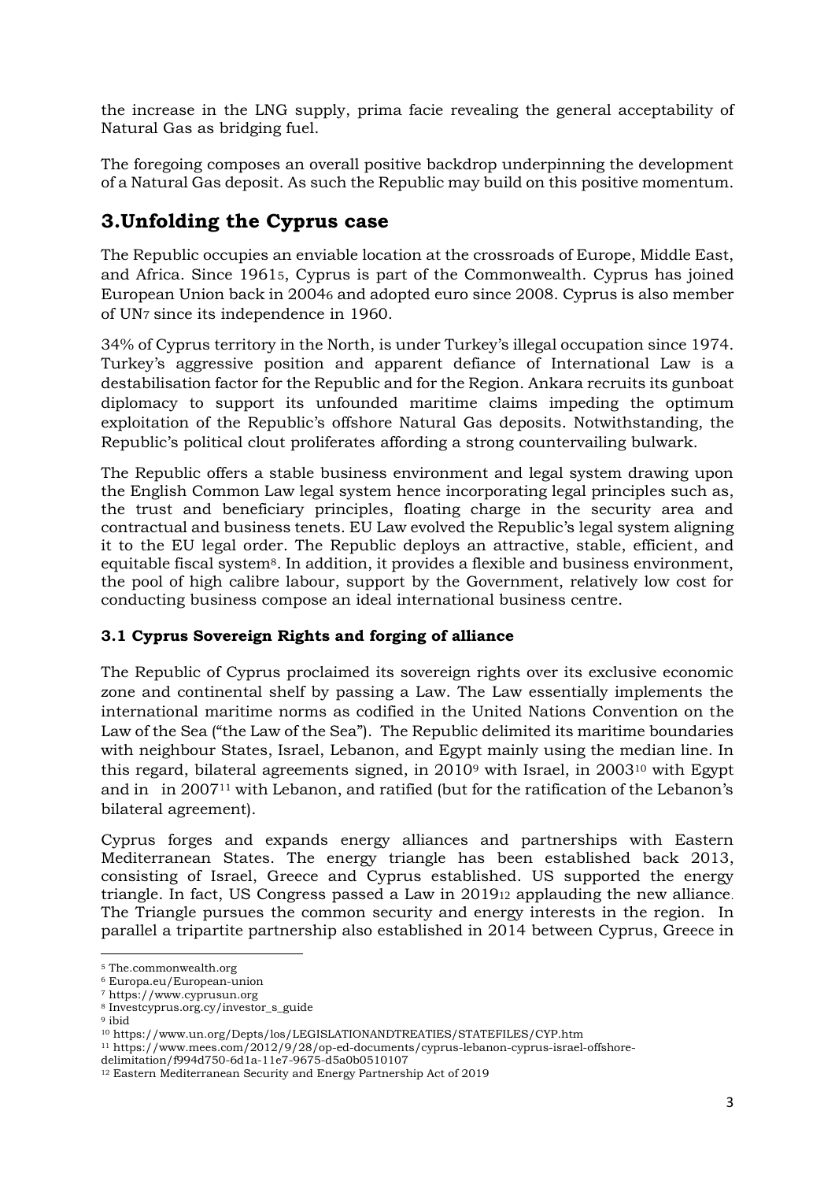the increase in the LNG supply, prima facie revealing the general acceptability of Natural Gas as bridging fuel.

The foregoing composes an overall positive backdrop underpinning the development of a Natural Gas deposit. As such the Republic may build on this positive momentum.

# 3.Unfolding the Cyprus case

The Republic occupies an enviable location at the crossroads of Europe, Middle East, and Africa. Since 1961[5], Cyprus is part of the Commonwealth. Cyprus has joined European Union back in 2004[6] and adopted euro since 2008. Cyprus is also member of UN[7] since its independence in 1960.

34% of Cyprus territory in the North, is under Turkey's illegal occupation since 1974. Turkey's aggressive position and apparent defiance of International Law is a destabilisation factor for the Republic and for the Region. Ankara recruits its gunboat diplomacy to support its unfounded maritime claims impeding the optimum exploitation of the Republic's offshore Natural Gas deposits. Notwithstanding, the Republic's political clout proliferates affording a strong countervailing bulwark.

The Republic offers a stable business environment and legal system drawing upon the English Common Law legal system hence incorporating legal principles such as, the trust and beneficiary principles, floating charge in the security area and contractual and business tenets. EU Law evolved the Republic's legal system aligning it to the EU legal order. The Republic deploys an attractive, stable, efficient, and equitable fiscal system[8]. In addition, it provides a flexible and business environment, the pool of high calibre labour, support by the Government, relatively low cost for conducting business compose an ideal international business centre.

### 3.1 Cyprus Sovereign Rights and forging of alliance

The Republic of Cyprus proclaimed its sovereign rights over its exclusive economic zone and continental shelf by passing a Law. The Law essentially implements the international maritime norms as codified in the United Nations Convention on the Law of the Sea ("the Law of the Sea"). The Republic delimited its maritime boundaries with neighbour States, Israel, Lebanon, and Egypt mainly using the median line. In this regard, bilateral agreements signed, in 2010[9] with Israel, in 2003[10] with Egypt and in in 2007[11] with Lebanon, and ratified (but for the ratification of the Lebanon's bilateral agreement).

Cyprus forges and expands energy alliances and partnerships with Eastern Mediterranean States. The energy triangle has been established back 2013, consisting of Israel, Greece and Cyprus established. US supported the energy triangle. In fact, US Congress passed a Law in 2019[12] applauding the new alliance. The Triangle pursues the common security and energy interests in the region. In parallel a tripartite partnership also established in 2014 between Cyprus, Greece in

---

[5] The.commonwealth.org
[6] Europa.eu/European-union
[7] https://www.cyprusun.org
[8] Investcyprus.org.cy/investor_s_guide
[9] ibid
[10] https://www.un.org/Depts/los/LEGISLATIONANDTREATIES/STATEFILES/CYP.htm
[11] https://www.mees.com/2012/9/28/op-ed-documents/cyprus-lebanon-cyprus-israel-offshore-delimitation/f994d750-6d1a-11e7-9675-d5a0b0510107
[12] Eastern Mediterranean Security and Energy Partnership Act of 2019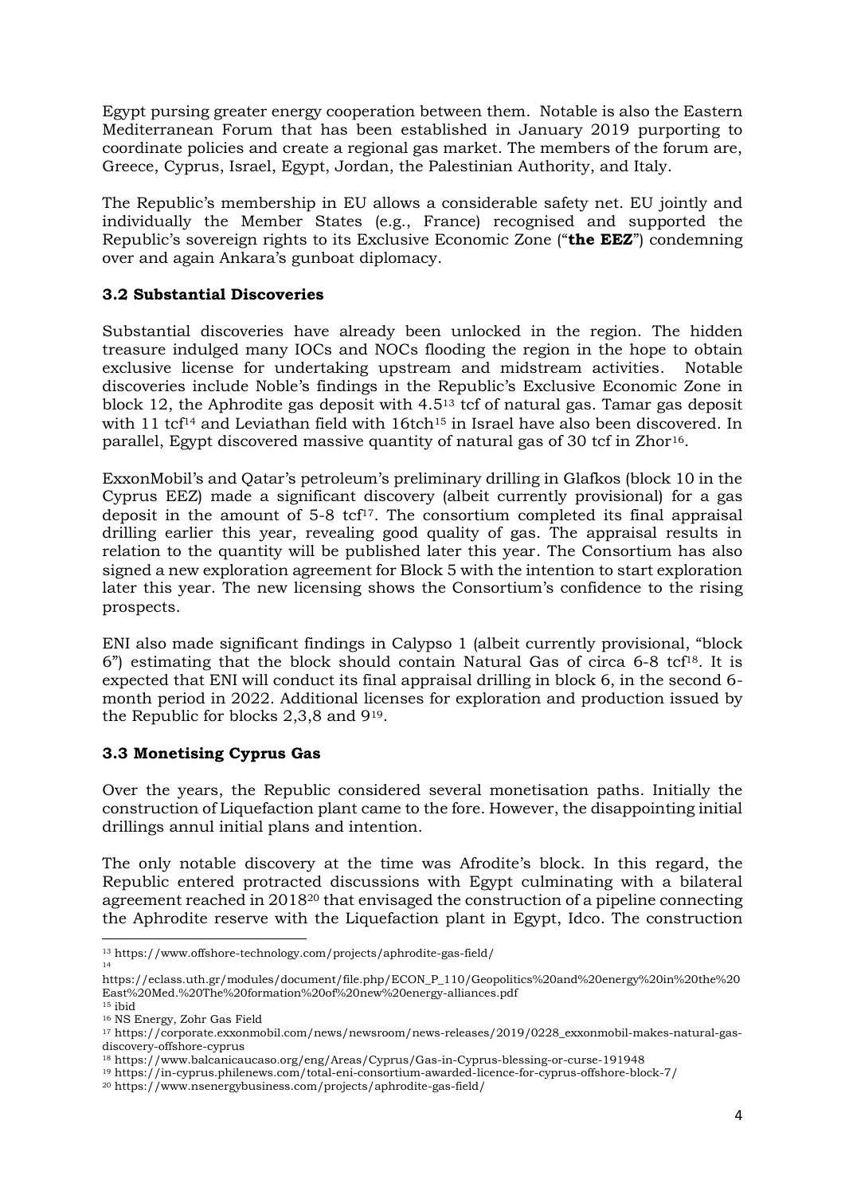Egypt pursing greater energy cooperation between them. Notable is also the Eastern Mediterranean Forum that has been established in January 2019 purporting to coordinate policies and create a regional gas market. The members of the forum are, Greece, Cyprus, Israel, Egypt, Jordan, the Palestinian Authority, and Italy.

The Republic's membership in EU allows a considerable safety net. EU jointly and individually the Member States (e.g., France) recognised and supported the Republic's sovereign rights to its Exclusive Economic Zone ("**the EEZ**") condemning over and again Ankara's gunboat diplomacy.

### 3.2 Substantial Discoveries

Substantial discoveries have already been unlocked in the region. The hidden treasure indulged many IOCs and NOCs flooding the region in the hope to obtain exclusive license for undertaking upstream and midstream activities. Notable discoveries include Noble's findings in the Republic's Exclusive Economic Zone in block 12, the Aphrodite gas deposit with 4.5[13] tcf of natural gas. Tamar gas deposit with 11 tcf[14] and Leviathan field with 16tch[15] in Israel have also been discovered. In parallel, Egypt discovered massive quantity of natural gas of 30 tcf in Zhor[16].

ExxonMobil's and Qatar's petroleum's preliminary drilling in Glafkos (block 10 in the Cyprus EEZ) made a significant discovery (albeit currently provisional) for a gas deposit in the amount of 5-8 tcf[17]. The consortium completed its final appraisal drilling earlier this year, revealing good quality of gas. The appraisal results in relation to the quantity will be published later this year. The Consortium has also signed a new exploration agreement for Block 5 with the intention to start exploration later this year. The new licensing shows the Consortium's confidence to the rising prospects.

ENI also made significant findings in Calypso 1 (albeit currently provisional, "block 6") estimating that the block should contain Natural Gas of circa 6-8 tcf[18]. It is expected that ENI will conduct its final appraisal drilling in block 6, in the second 6-month period in 2022. Additional licenses for exploration and production issued by the Republic for blocks 2,3,8 and 9[19].

### 3.3 Monetising Cyprus Gas

Over the years, the Republic considered several monetisation paths. Initially the construction of Liquefaction plant came to the fore. However, the disappointing initial drillings annul initial plans and intention.

The only notable discovery at the time was Afrodite's block. In this regard, the Republic entered protracted discussions with Egypt culminating with a bilateral agreement reached in 2018[20] that envisaged the construction of a pipeline connecting the Aphrodite reserve with the Liquefaction plant in Egypt, Idco. The construction

---

[13] https://www.offshore-technology.com/projects/aphrodite-gas-field/

[14] https://eclass.uth.gr/modules/document/file.php/ECON_P_110/Geopolitics%20and%20energy%20in%20the%20East%20Med.%20The%20formation%20of%20new%20energy-alliances.pdf

[15] ibid

[16] NS Energy, Zohr Gas Field

[17] https://corporate.exxonmobil.com/news/newsroom/news-releases/2019/0228_exxonmobil-makes-natural-gas-discovery-offshore-cyprus

[18] https://www.balcanicaucaso.org/eng/Areas/Cyprus/Gas-in-Cyprus-blessing-or-curse-191948

[19] https://in-cyprus.philenews.com/total-eni-consortium-awarded-licence-for-cyprus-offshore-block-7/

[20] https://www.nsenergybusiness.com/projects/aphrodite-gas-field/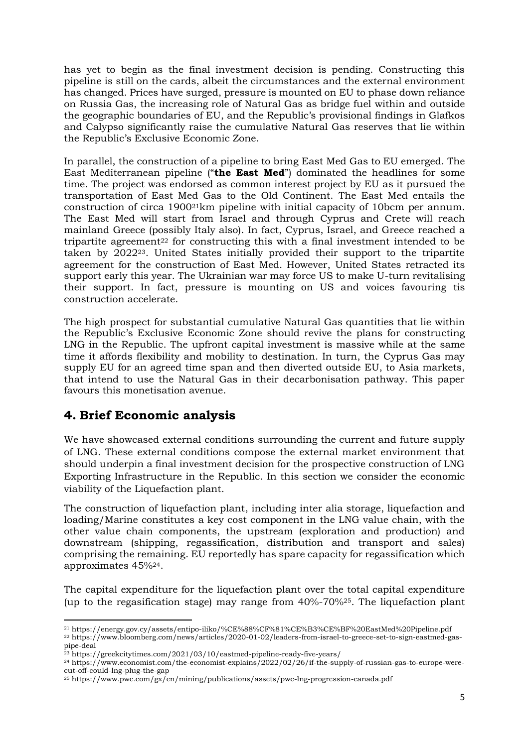has yet to begin as the final investment decision is pending. Constructing this pipeline is still on the cards, albeit the circumstances and the external environment has changed. Prices have surged, pressure is mounted on EU to phase down reliance on Russia Gas, the increasing role of Natural Gas as bridge fuel within and outside the geographic boundaries of EU, and the Republic's provisional findings in Glafkos and Calypso significantly raise the cumulative Natural Gas reserves that lie within the Republic's Exclusive Economic Zone.

In parallel, the construction of a pipeline to bring East Med Gas to EU emerged. The East Mediterranean pipeline ("**the East Med**") dominated the headlines for some time. The project was endorsed as common interest project by EU as it pursued the transportation of East Med Gas to the Old Continent. The East Med entails the construction of circa 1900[21]km pipeline with initial capacity of 10bcm per annum. The East Med will start from Israel and through Cyprus and Crete will reach mainland Greece (possibly Italy also). In fact, Cyprus, Israel, and Greece reached a tripartite agreement[22] for constructing this with a final investment intended to be taken by 2022[23]. United States initially provided their support to the tripartite agreement for the construction of East Med. However, United States retracted its support early this year. The Ukrainian war may force US to make U-turn revitalising their support. In fact, pressure is mounting on US and voices favouring tis construction accelerate.

The high prospect for substantial cumulative Natural Gas quantities that lie within the Republic's Exclusive Economic Zone should revive the plans for constructing LNG in the Republic. The upfront capital investment is massive while at the same time it affords flexibility and mobility to destination. In turn, the Cyprus Gas may supply EU for an agreed time span and then diverted outside EU, to Asia markets, that intend to use the Natural Gas in their decarbonisation pathway. This paper favours this monetisation avenue.

## 4. Brief Economic analysis

We have showcased external conditions surrounding the current and future supply of LNG. These external conditions compose the external market environment that should underpin a final investment decision for the prospective construction of LNG Exporting Infrastructure in the Republic. In this section we consider the economic viability of the Liquefaction plant.

The construction of liquefaction plant, including inter alia storage, liquefaction and loading/Marine constitutes a key cost component in the LNG value chain, with the other value chain components, the upstream (exploration and production) and downstream (shipping, regassification, distribution and transport and sales) comprising the remaining. EU reportedly has spare capacity for regassification which approximates 45%[24].

The capital expenditure for the liquefaction plant over the total capital expenditure (up to the regasification stage) may range from 40%-70%[25]. The liquefaction plant

---

[21] https://energy.gov.cy/assets/entipo-iliko/%CE%88%CF%81%CE%B3%CE%BF%20EastMed%20Pipeline.pdf

[22] https://www.bloomberg.com/news/articles/2020-01-02/leaders-from-israel-to-greece-set-to-sign-eastmed-gas-pipe-deal

[23] https://greekcitytimes.com/2021/03/10/eastmed-pipeline-ready-five-years/

[24] https://www.economist.com/the-economist-explains/2022/02/26/if-the-supply-of-russian-gas-to-europe-were-cut-off-could-lng-plug-the-gap

[25] https://www.pwc.com/gx/en/mining/publications/assets/pwc-lng-progression-canada.pdf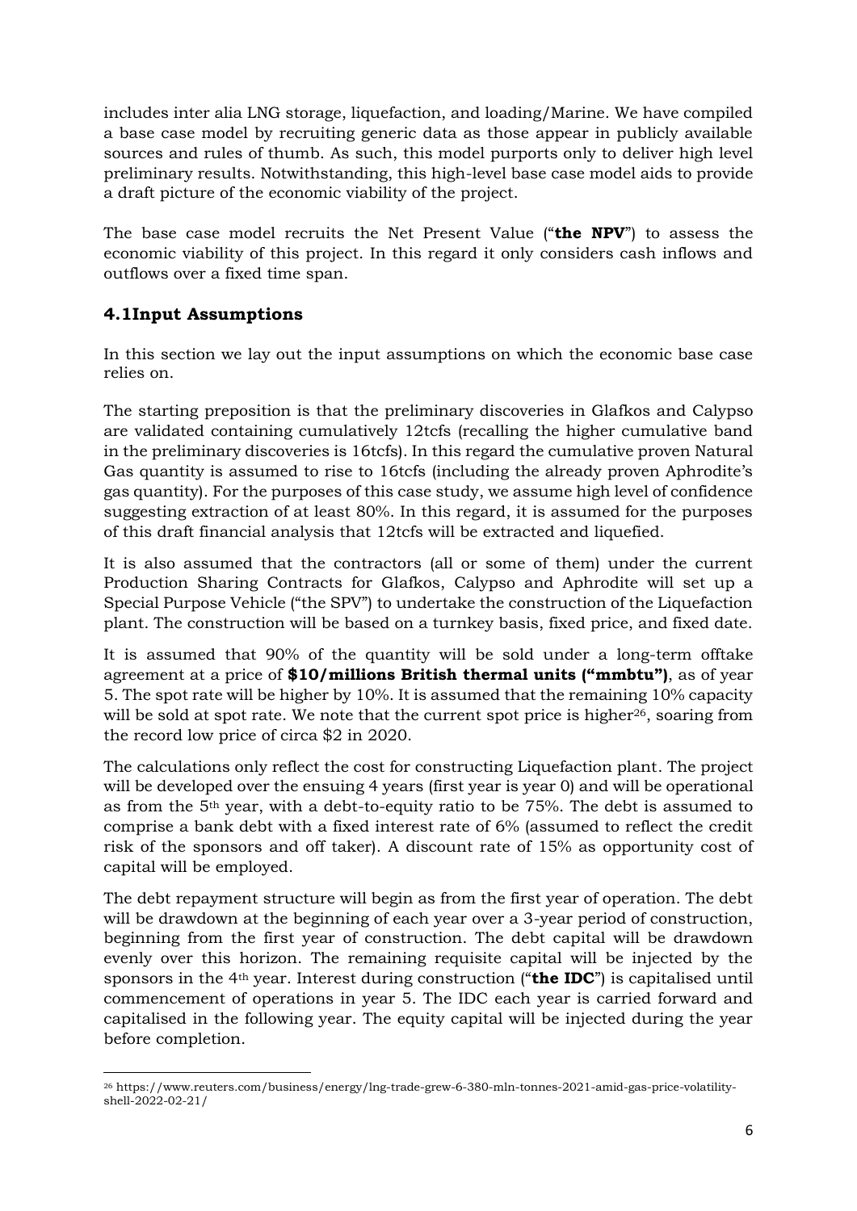includes inter alia LNG storage, liquefaction, and loading/Marine. We have compiled a base case model by recruiting generic data as those appear in publicly available sources and rules of thumb. As such, this model purports only to deliver high level preliminary results. Notwithstanding, this high-level base case model aids to provide a draft picture of the economic viability of the project.

The base case model recruits the Net Present Value ("**the NPV**") to assess the economic viability of this project. In this regard it only considers cash inflows and outflows over a fixed time span.

## 4.1Input Assumptions

In this section we lay out the input assumptions on which the economic base case relies on.

The starting preposition is that the preliminary discoveries in Glafkos and Calypso are validated containing cumulatively 12tcfs (recalling the higher cumulative band in the preliminary discoveries is 16tcfs). In this regard the cumulative proven Natural Gas quantity is assumed to rise to 16tcfs (including the already proven Aphrodite's gas quantity). For the purposes of this case study, we assume high level of confidence suggesting extraction of at least 80%. In this regard, it is assumed for the purposes of this draft financial analysis that 12tcfs will be extracted and liquefied.

It is also assumed that the contractors (all or some of them) under the current Production Sharing Contracts for Glafkos, Calypso and Aphrodite will set up a Special Purpose Vehicle ("the SPV") to undertake the construction of the Liquefaction plant. The construction will be based on a turnkey basis, fixed price, and fixed date.

It is assumed that 90% of the quantity will be sold under a long-term offtake agreement at a price of **$10/millions British thermal units ("mmbtu")**, as of year 5. The spot rate will be higher by 10%. It is assumed that the remaining 10% capacity will be sold at spot rate. We note that the current spot price is higher[26], soaring from the record low price of circa $2 in 2020.

The calculations only reflect the cost for constructing Liquefaction plant. The project will be developed over the ensuing 4 years (first year is year 0) and will be operational as from the 5th year, with a debt-to-equity ratio to be 75%. The debt is assumed to comprise a bank debt with a fixed interest rate of 6% (assumed to reflect the credit risk of the sponsors and off taker). A discount rate of 15% as opportunity cost of capital will be employed.

The debt repayment structure will begin as from the first year of operation. The debt will be drawdown at the beginning of each year over a 3-year period of construction, beginning from the first year of construction. The debt capital will be drawdown evenly over this horizon. The remaining requisite capital will be injected by the sponsors in the 4th year. Interest during construction ("**the IDC**") is capitalised until commencement of operations in year 5. The IDC each year is carried forward and capitalised in the following year. The equity capital will be injected during the year before completion.

[26] https://www.reuters.com/business/energy/lng-trade-grew-6-380-mln-tonnes-2021-amid-gas-price-volatility-shell-2022-02-21/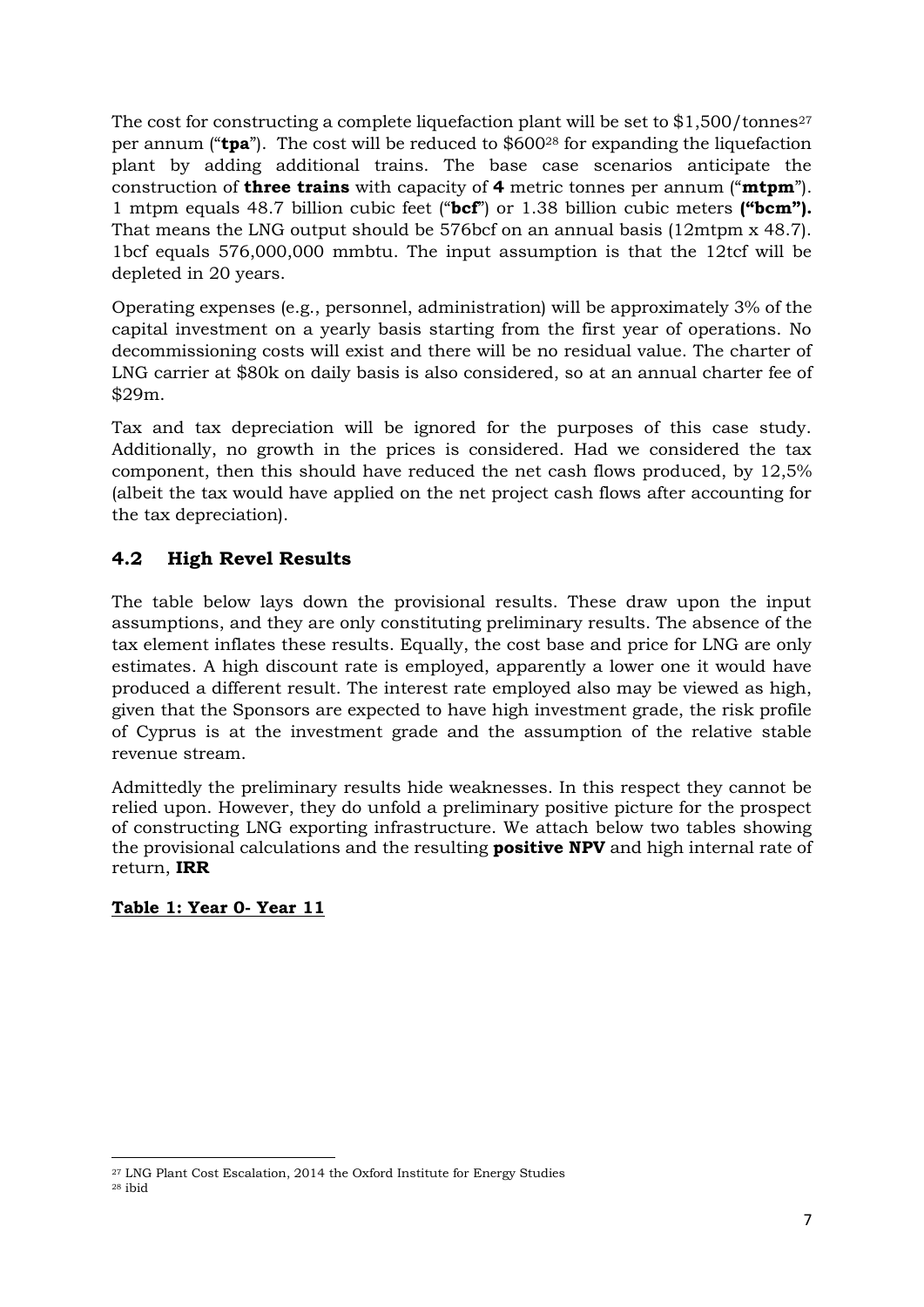The cost for constructing a complete liquefaction plant will be set to $1,500/tonnes[27] per annum ("**tpa**"). The cost will be reduced to $600[28] for expanding the liquefaction plant by adding additional trains. The base case scenarios anticipate the construction of **three trains** with capacity of **4** metric tonnes per annum ("**mtpm**"). 1 mtpm equals 48.7 billion cubic feet ("**bcf**") or 1.38 billion cubic meters **("bcm").** That means the LNG output should be 576bcf on an annual basis (12mtpm x 48.7). 1bcf equals 576,000,000 mmbtu. The input assumption is that the 12tcf will be depleted in 20 years.

Operating expenses (e.g., personnel, administration) will be approximately 3% of the capital investment on a yearly basis starting from the first year of operations. No decommissioning costs will exist and there will be no residual value. The charter of LNG carrier at $80k on daily basis is also considered, so at an annual charter fee of $29m.

Tax and tax depreciation will be ignored for the purposes of this case study. Additionally, no growth in the prices is considered. Had we considered the tax component, then this should have reduced the net cash flows produced, by 12,5% (albeit the tax would have applied on the net project cash flows after accounting for the tax depreciation).

## 4.2 High Revel Results

The table below lays down the provisional results. These draw upon the input assumptions, and they are only constituting preliminary results. The absence of the tax element inflates these results. Equally, the cost base and price for LNG are only estimates. A high discount rate is employed, apparently a lower one it would have produced a different result. The interest rate employed also may be viewed as high, given that the Sponsors are expected to have high investment grade, the risk profile of Cyprus is at the investment grade and the assumption of the relative stable revenue stream.

Admittedly the preliminary results hide weaknesses. In this respect they cannot be relied upon. However, they do unfold a preliminary positive picture for the prospect of constructing LNG exporting infrastructure. We attach below two tables showing the provisional calculations and the resulting **positive NPV** and high internal rate of return, **IRR**

**Table 1: Year 0- Year 11**

[27] LNG Plant Cost Escalation, 2014 the Oxford Institute for Energy Studies

[28] ibid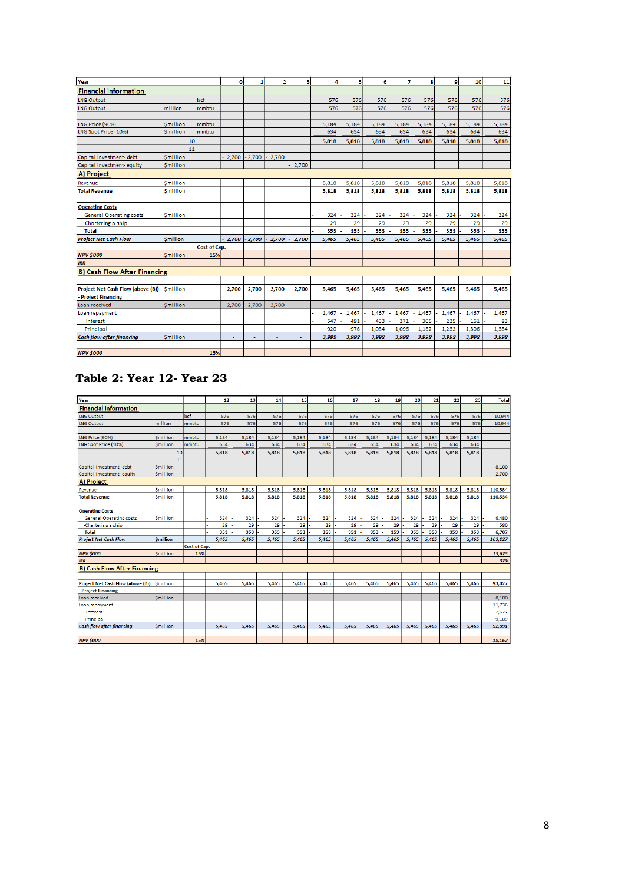| Year | | | 0 | 1 | 2 | 3 | 4 | 5 | 6 | 7 | 8 | 9 | 10 | 11 |
|---|---|---|---|---|---|---|---|---|---|---|---|---|---|---|
| **Financial Information** | | | | | | | | | | | | | | |
| LNG Output | | bcf | | | | | 576 | 576 | 576 | 576 | 576 | 576 | 576 | 576 |
| LNG Output | million | mmbtu | | | | | 576 | 576 | 576 | 576 | 576 | 576 | 576 | 576 |
| | | | | | | | | | | | | | | |
| LNG Price (90%) | $million | mmbtu | | | | | 5,184 | 5,184 | 5,184 | 5,184 | 5,184 | 5,184 | 5,184 | 5,184 |
| LNG Spot Price (10%) | $million | mmbtu | | | | | 634 | 634 | 634 | 634 | 634 | 634 | 634 | 634 |
| | 10 | | | | | | 5,818 | 5,818 | 5,818 | 5,818 | 5,818 | 5,818 | 5,818 | 5,818 |
| | 11 | | | | | | | | | | | | | |
| Capital Investment- debt | $million | | -2,700 | -2,700 | -2,700 | | | | | | | | | |
| Capital Investment- equity | $million | | | | | -2,700 | | | | | | | | |
| **A) Project** | | | | | | | | | | | | | | |
| Revenue | $million | | | | | | 5,818 | 5,818 | 5,818 | 5,818 | 5,818 | 5,818 | 5,818 | 5,818 |
| Total Revenue | $million | | | | | | 5,818 | 5,818 | 5,818 | 5,818 | 5,818 | 5,818 | 5,818 | 5,818 |
| | | | | | | | | | | | | | | |
| Operating Costs | | | | | | | | | | | | | | |
| General Operating costs | $million | | | | | | -324 | -324 | -324 | -324 | -324 | -324 | -324 | -324 |
| -Chartering a ship | | | | | | | -29 | -29 | -29 | -29 | -29 | -29 | -29 | -29 |
| Total | | | | | | | -353 | -353 | -353 | -353 | -353 | -353 | -353 | -353 |
| *Project Net Cash Flow* | $million | | -2,700 | -2,700 | -2,700 | -2,700 | 5,465 | 5,465 | 5,465 | 5,465 | 5,465 | 5,465 | 5,465 | 5,465 |
| | | Cost of Cap. | | | | | | | | | | | | |
| *NPV $000* | $million | 15% | | | | | | | | | | | | |
| *IRR* | | | | | | | | | | | | | | |
| **B) Cash Flow After Financing** | | | | | | | | | | | | | | |
| | | | | | | | | | | | | | | |
| Project Net Cash Flow (above (B)) | $million | | -2,700 | -2,700 | -2,700 | -2,700 | 5,465 | 5,465 | 5,465 | 5,465 | 5,465 | 5,465 | 5,465 | 5,465 |
| - Project Financing | | | | | | | | | | | | | | |
| Loan received | $million | | 2,700 | 2,700 | 2,700 | | | | | | | | | |
| Loan repayment | | | | | | | -1,467 | -1,467 | -1,467 | -1,467 | -1,467 | -1,467 | -1,467 | -1,467 |
| Interest | | | | | | | -547 | -491 | -433 | -371 | -305 | -235 | -161 | -83 |
| Principal | | | | | | | -920 | -976 | -1,034 | -1,096 | -1,162 | -1,232 | -1,306 | -1,384 |
| *Cash flow after financing* | $million | | - | - | - | - | 3,998 | 3,998 | 3,998 | 3,998 | 3,998 | 3,998 | 3,998 | 3,998 |
| | | | | | | | | | | | | | | |
| *NPV $000* | | 15% | | | | | | | | | | | | |

## Table 2: Year 12- Year 23

| Year | | | 12 | 13 | 14 | 15 | 16 | 17 | 18 | 19 | 20 | 21 | 22 | 23 | Total |
|---|---|---|---|---|---|---|---|---|---|---|---|---|---|---|---|
| **Financial Information** | | | | | | | | | | | | | | | |
| LNG Output | | bcf | 576 | 576 | 576 | 576 | 576 | 576 | 576 | 576 | 576 | 576 | 576 | 576 | 10,944 |
| LNG Output | million | mmbtu | 576 | 576 | 576 | 576 | 576 | 576 | 576 | 576 | 576 | 576 | 576 | 576 | 10,944 |
| | | | | | | | | | | | | | | | |
| LNG Price (90%) | $million | mmbtu | 5,184 | 5,184 | 5,184 | 5,184 | 5,184 | 5,184 | 5,184 | 5,184 | 5,184 | 5,184 | 5,184 | 5,184 | |
| LNG Spot Price (10%) | $million | mmbtu | 634 | 634 | 634 | 634 | 634 | 634 | 634 | 634 | 634 | 634 | 634 | 634 | |
| | 10 | | 5,818 | 5,818 | 5,818 | 5,818 | 5,818 | 5,818 | 5,818 | 5,818 | 5,818 | 5,818 | 5,818 | 5,818 | |
| | 11 | | | | | | | | | | | | | | |
| Capital Investment- debt | $million | | | | | | | | | | | | | | -8,100 |
| Capital Investment- equity | $million | | | | | | | | | | | | | | -2,700 |
| **A) Project** | | | | | | | | | | | | | | | |
| Revenue | $million | | 5,818 | 5,818 | 5,818 | 5,818 | 5,818 | 5,818 | 5,818 | 5,818 | 5,818 | 5,818 | 5,818 | 5,818 | 110,534 |
| Total Revenue | $million | | 5,818 | 5,818 | 5,818 | 5,818 | 5,818 | 5,818 | 5,818 | 5,818 | 5,818 | 5,818 | 5,818 | 5,818 | 110,534 |
| | | | | | | | | | | | | | | | |
| Operating Costs | | | | | | | | | | | | | | | |
| General Operating costs | $million | | -324 | -324 | -324 | -324 | -324 | -324 | -324 | -324 | -324 | -324 | -324 | -324 | -6,480 |
| -Chartering a ship | | | -29 | -29 | -29 | -29 | -29 | -29 | -29 | -29 | -29 | -29 | -29 | -29 | -580 |
| Total | | | -353 | -353 | -353 | -353 | -353 | -353 | -353 | -353 | -353 | -353 | -353 | -353 | -6,707 |
| *Project Net Cash Flow* | $million | | 5,465 | 5,465 | 5,465 | 5,465 | 5,465 | 5,465 | 5,465 | 5,465 | 5,465 | 5,465 | 5,465 | 5,465 | 103,827 |
| | | Cost of Cap. | | | | | | | | | | | | | |
| *NPV $000* | $million | 15% | | | | | | | | | | | | | 13,625 |
| *IRR* | | | | | | | | | | | | | | | 32% |
| **B) Cash Flow After Financing** | | | | | | | | | | | | | | | |
| | | | | | | | | | | | | | | | |
| Project Net Cash Flow (above (B)) | $million | | 5,465 | 5,465 | 5,465 | 5,465 | 5,465 | 5,465 | 5,465 | 5,465 | 5,465 | 5,465 | 5,465 | 5,465 | 93,027 |
| - Project Financing | | | | | | | | | | | | | | | |
| Loan received | $million | | | | | | | | | | | | | | 8,100 |
| Loan repayment | | | | | | | | | | | | | | | -11,736 |
| Interest | | | | | | | | | | | | | | | -2,627 |
| Principal | | | | | | | | | | | | | | | -9,109 |
| *Cash flow after financing* | $million | | 5,465 | 5,465 | 5,465 | 5,465 | 5,465 | 5,465 | 5,465 | 5,465 | 5,465 | 5,465 | 5,465 | 5,465 | 92,091 |
| | | | | | | | | | | | | | | | |
| *NPV $000* | | 15% | | | | | | | | | | | | | 18,162 |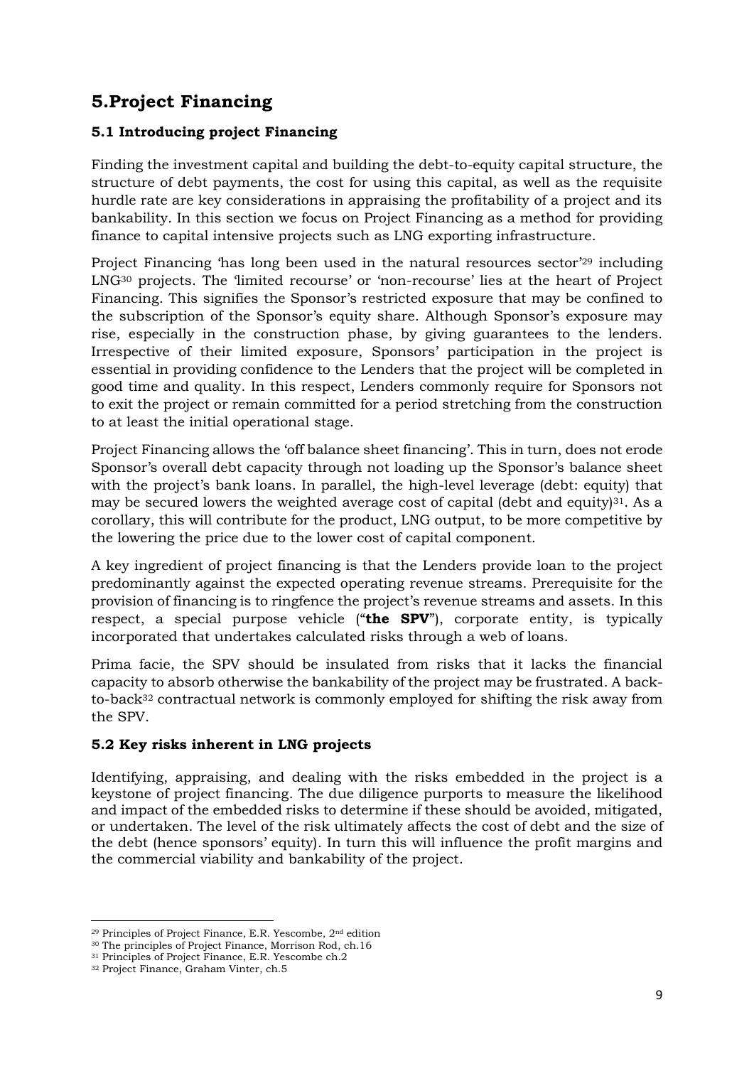## 5.Project Financing

### 5.1 Introducing project Financing

Finding the investment capital and building the debt-to-equity capital structure, the structure of debt payments, the cost for using this capital, as well as the requisite hurdle rate are key considerations in appraising the profitability of a project and its bankability. In this section we focus on Project Financing as a method for providing finance to capital intensive projects such as LNG exporting infrastructure.

Project Financing 'has long been used in the natural resources sector'[29] including LNG[30] projects. The 'limited recourse' or 'non-recourse' lies at the heart of Project Financing. This signifies the Sponsor's restricted exposure that may be confined to the subscription of the Sponsor's equity share. Although Sponsor's exposure may rise, especially in the construction phase, by giving guarantees to the lenders. Irrespective of their limited exposure, Sponsors' participation in the project is essential in providing confidence to the Lenders that the project will be completed in good time and quality. In this respect, Lenders commonly require for Sponsors not to exit the project or remain committed for a period stretching from the construction to at least the initial operational stage.

Project Financing allows the 'off balance sheet financing'. This in turn, does not erode Sponsor's overall debt capacity through not loading up the Sponsor's balance sheet with the project's bank loans. In parallel, the high-level leverage (debt: equity) that may be secured lowers the weighted average cost of capital (debt and equity)[31]. As a corollary, this will contribute for the product, LNG output, to be more competitive by the lowering the price due to the lower cost of capital component.

A key ingredient of project financing is that the Lenders provide loan to the project predominantly against the expected operating revenue streams. Prerequisite for the provision of financing is to ringfence the project's revenue streams and assets. In this respect, a special purpose vehicle ("**the SPV**"), corporate entity, is typically incorporated that undertakes calculated risks through a web of loans.

Prima facie, the SPV should be insulated from risks that it lacks the financial capacity to absorb otherwise the bankability of the project may be frustrated. A back-to-back[32] contractual network is commonly employed for shifting the risk away from the SPV.

### 5.2 Key risks inherent in LNG projects

Identifying, appraising, and dealing with the risks embedded in the project is a keystone of project financing. The due diligence purports to measure the likelihood and impact of the embedded risks to determine if these should be avoided, mitigated, or undertaken. The level of the risk ultimately affects the cost of debt and the size of the debt (hence sponsors' equity). In turn this will influence the profit margins and the commercial viability and bankability of the project.

---

[29] Principles of Project Finance, E.R. Yescombe, 2nd edition

[30] The principles of Project Finance, Morrison Rod, ch.16

[31] Principles of Project Finance, E.R. Yescombe ch.2

[32] Project Finance, Graham Vinter, ch.5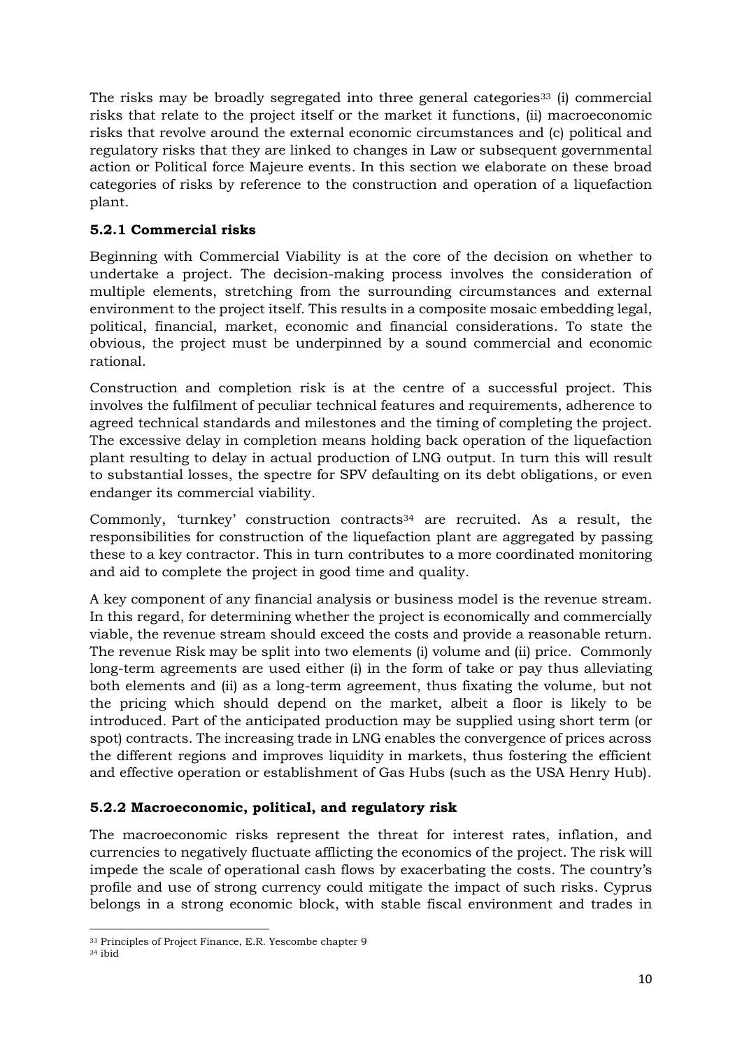The risks may be broadly segregated into three general categories[33] (i) commercial risks that relate to the project itself or the market it functions, (ii) macroeconomic risks that revolve around the external economic circumstances and (c) political and regulatory risks that they are linked to changes in Law or subsequent governmental action or Political force Majeure events. In this section we elaborate on these broad categories of risks by reference to the construction and operation of a liquefaction plant.

### 5.2.1 Commercial risks

Beginning with Commercial Viability is at the core of the decision on whether to undertake a project. The decision-making process involves the consideration of multiple elements, stretching from the surrounding circumstances and external environment to the project itself. This results in a composite mosaic embedding legal, political, financial, market, economic and financial considerations. To state the obvious, the project must be underpinned by a sound commercial and economic rational.

Construction and completion risk is at the centre of a successful project. This involves the fulfilment of peculiar technical features and requirements, adherence to agreed technical standards and milestones and the timing of completing the project. The excessive delay in completion means holding back operation of the liquefaction plant resulting to delay in actual production of LNG output. In turn this will result to substantial losses, the spectre for SPV defaulting on its debt obligations, or even endanger its commercial viability.

Commonly, 'turnkey' construction contracts[34] are recruited. As a result, the responsibilities for construction of the liquefaction plant are aggregated by passing these to a key contractor. This in turn contributes to a more coordinated monitoring and aid to complete the project in good time and quality.

A key component of any financial analysis or business model is the revenue stream. In this regard, for determining whether the project is economically and commercially viable, the revenue stream should exceed the costs and provide a reasonable return. The revenue Risk may be split into two elements (i) volume and (ii) price. Commonly long-term agreements are used either (i) in the form of take or pay thus alleviating both elements and (ii) as a long-term agreement, thus fixating the volume, but not the pricing which should depend on the market, albeit a floor is likely to be introduced. Part of the anticipated production may be supplied using short term (or spot) contracts. The increasing trade in LNG enables the convergence of prices across the different regions and improves liquidity in markets, thus fostering the efficient and effective operation or establishment of Gas Hubs (such as the USA Henry Hub).

### 5.2.2 Macroeconomic, political, and regulatory risk

The macroeconomic risks represent the threat for interest rates, inflation, and currencies to negatively fluctuate afflicting the economics of the project. The risk will impede the scale of operational cash flows by exacerbating the costs. The country's profile and use of strong currency could mitigate the impact of such risks. Cyprus belongs in a strong economic block, with stable fiscal environment and trades in

---

[33] Principles of Project Finance, E.R. Yescombe chapter 9

[34] ibid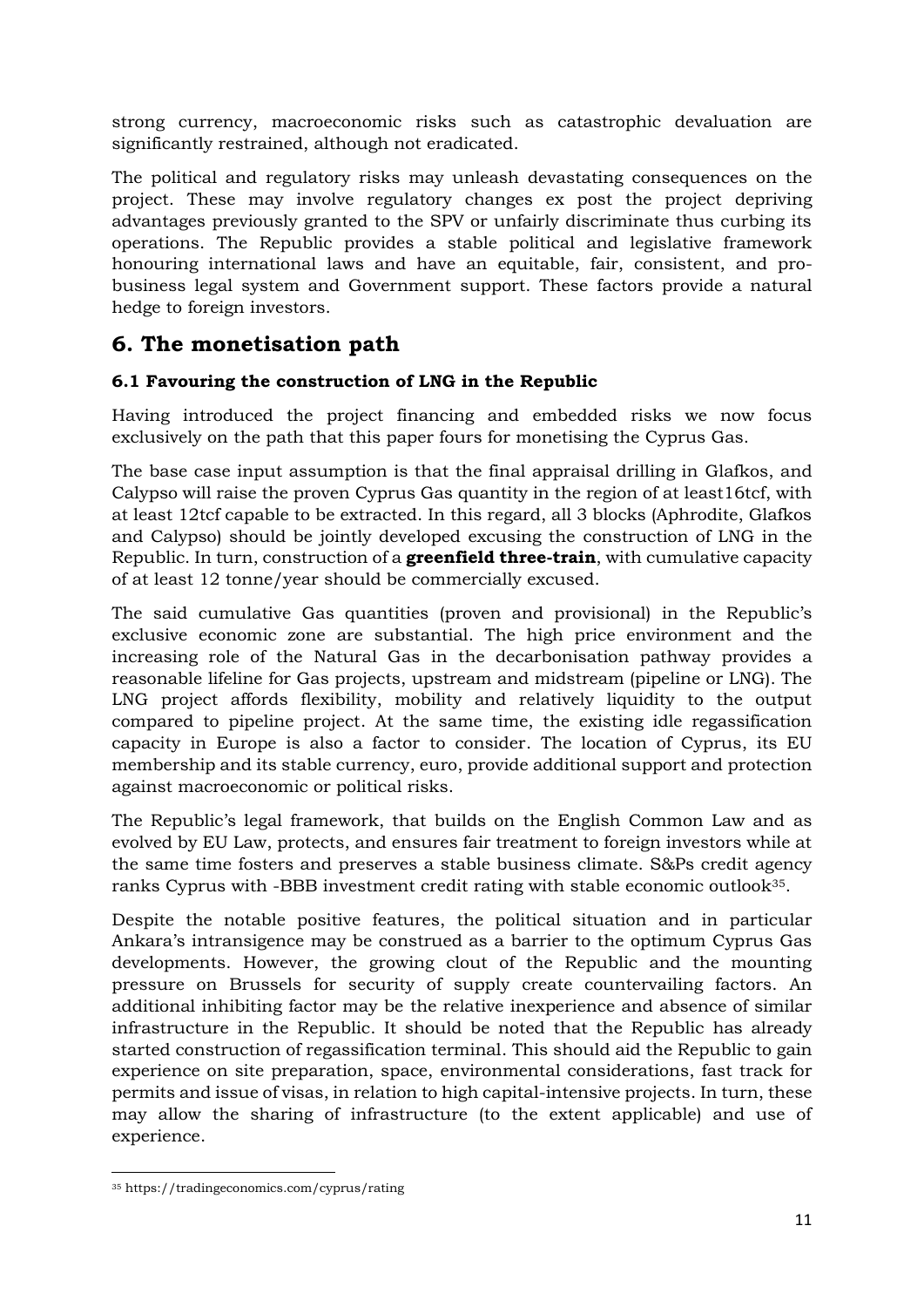strong currency, macroeconomic risks such as catastrophic devaluation are significantly restrained, although not eradicated.

The political and regulatory risks may unleash devastating consequences on the project. These may involve regulatory changes ex post the project depriving advantages previously granted to the SPV or unfairly discriminate thus curbing its operations. The Republic provides a stable political and legislative framework honouring international laws and have an equitable, fair, consistent, and pro-business legal system and Government support. These factors provide a natural hedge to foreign investors.

# 6. The monetisation path

### 6.1 Favouring the construction of LNG in the Republic

Having introduced the project financing and embedded risks we now focus exclusively on the path that this paper fours for monetising the Cyprus Gas.

The base case input assumption is that the final appraisal drilling in Glafkos, and Calypso will raise the proven Cyprus Gas quantity in the region of at least16tcf, with at least 12tcf capable to be extracted. In this regard, all 3 blocks (Aphrodite, Glafkos and Calypso) should be jointly developed excusing the construction of LNG in the Republic. In turn, construction of a **greenfield three-train**, with cumulative capacity of at least 12 tonne/year should be commercially excused.

The said cumulative Gas quantities (proven and provisional) in the Republic's exclusive economic zone are substantial. The high price environment and the increasing role of the Natural Gas in the decarbonisation pathway provides a reasonable lifeline for Gas projects, upstream and midstream (pipeline or LNG). The LNG project affords flexibility, mobility and relatively liquidity to the output compared to pipeline project. At the same time, the existing idle regassification capacity in Europe is also a factor to consider. The location of Cyprus, its EU membership and its stable currency, euro, provide additional support and protection against macroeconomic or political risks.

The Republic's legal framework, that builds on the English Common Law and as evolved by EU Law, protects, and ensures fair treatment to foreign investors while at the same time fosters and preserves a stable business climate. S&Ps credit agency ranks Cyprus with -BBB investment credit rating with stable economic outlook[35].

Despite the notable positive features, the political situation and in particular Ankara's intransigence may be construed as a barrier to the optimum Cyprus Gas developments. However, the growing clout of the Republic and the mounting pressure on Brussels for security of supply create countervailing factors. An additional inhibiting factor may be the relative inexperience and absence of similar infrastructure in the Republic. It should be noted that the Republic has already started construction of regassification terminal. This should aid the Republic to gain experience on site preparation, space, environmental considerations, fast track for permits and issue of visas, in relation to high capital-intensive projects. In turn, these may allow the sharing of infrastructure (to the extent applicable) and use of experience.

---

[35] https://tradingeconomics.com/cyprus/rating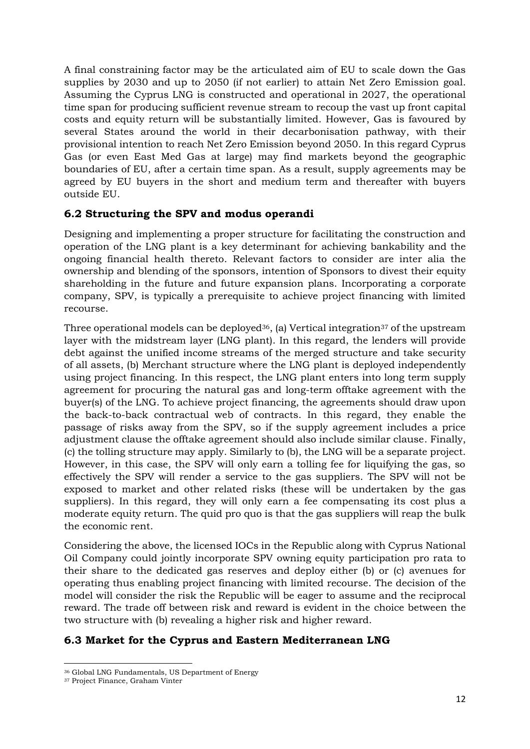A final constraining factor may be the articulated aim of EU to scale down the Gas supplies by 2030 and up to 2050 (if not earlier) to attain Net Zero Emission goal. Assuming the Cyprus LNG is constructed and operational in 2027, the operational time span for producing sufficient revenue stream to recoup the vast up front capital costs and equity return will be substantially limited. However, Gas is favoured by several States around the world in their decarbonisation pathway, with their provisional intention to reach Net Zero Emission beyond 2050. In this regard Cyprus Gas (or even East Med Gas at large) may find markets beyond the geographic boundaries of EU, after a certain time span. As a result, supply agreements may be agreed by EU buyers in the short and medium term and thereafter with buyers outside EU.

### 6.2 Structuring the SPV and modus operandi

Designing and implementing a proper structure for facilitating the construction and operation of the LNG plant is a key determinant for achieving bankability and the ongoing financial health thereto. Relevant factors to consider are inter alia the ownership and blending of the sponsors, intention of Sponsors to divest their equity shareholding in the future and future expansion plans. Incorporating a corporate company, SPV, is typically a prerequisite to achieve project financing with limited recourse.

Three operational models can be deployed[36], (a) Vertical integration[37] of the upstream layer with the midstream layer (LNG plant). In this regard, the lenders will provide debt against the unified income streams of the merged structure and take security of all assets, (b) Merchant structure where the LNG plant is deployed independently using project financing. In this respect, the LNG plant enters into long term supply agreement for procuring the natural gas and long-term offtake agreement with the buyer(s) of the LNG. To achieve project financing, the agreements should draw upon the back-to-back contractual web of contracts. In this regard, they enable the passage of risks away from the SPV, so if the supply agreement includes a price adjustment clause the offtake agreement should also include similar clause. Finally, (c) the tolling structure may apply. Similarly to (b), the LNG will be a separate project. However, in this case, the SPV will only earn a tolling fee for liquifying the gas, so effectively the SPV will render a service to the gas suppliers. The SPV will not be exposed to market and other related risks (these will be undertaken by the gas suppliers). In this regard, they will only earn a fee compensating its cost plus a moderate equity return. The quid pro quo is that the gas suppliers will reap the bulk the economic rent.

Considering the above, the licensed IOCs in the Republic along with Cyprus National Oil Company could jointly incorporate SPV owning equity participation pro rata to their share to the dedicated gas reserves and deploy either (b) or (c) avenues for operating thus enabling project financing with limited recourse. The decision of the model will consider the risk the Republic will be eager to assume and the reciprocal reward. The trade off between risk and reward is evident in the choice between the two structure with (b) revealing a higher risk and higher reward.

### 6.3 Market for the Cyprus and Eastern Mediterranean LNG

---

[36] Global LNG Fundamentals, US Department of Energy

[37] Project Finance, Graham Vinter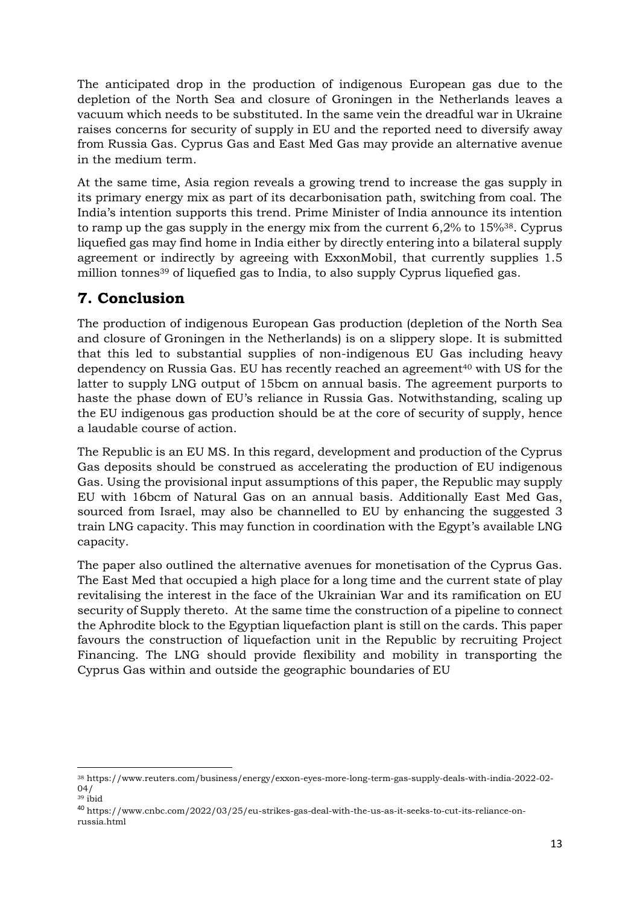The anticipated drop in the production of indigenous European gas due to the depletion of the North Sea and closure of Groningen in the Netherlands leaves a vacuum which needs to be substituted. In the same vein the dreadful war in Ukraine raises concerns for security of supply in EU and the reported need to diversify away from Russia Gas. Cyprus Gas and East Med Gas may provide an alternative avenue in the medium term.

At the same time, Asia region reveals a growing trend to increase the gas supply in its primary energy mix as part of its decarbonisation path, switching from coal. The India's intention supports this trend. Prime Minister of India announce its intention to ramp up the gas supply in the energy mix from the current 6,2% to 15%[38]. Cyprus liquefied gas may find home in India either by directly entering into a bilateral supply agreement or indirectly by agreeing with ExxonMobil, that currently supplies 1.5 million tonnes[39] of liquefied gas to India, to also supply Cyprus liquefied gas.

## 7. Conclusion

The production of indigenous European Gas production (depletion of the North Sea and closure of Groningen in the Netherlands) is on a slippery slope. It is submitted that this led to substantial supplies of non-indigenous EU Gas including heavy dependency on Russia Gas. EU has recently reached an agreement[40] with US for the latter to supply LNG output of 15bcm on annual basis. The agreement purports to haste the phase down of EU's reliance in Russia Gas. Notwithstanding, scaling up the EU indigenous gas production should be at the core of security of supply, hence a laudable course of action.

The Republic is an EU MS. In this regard, development and production of the Cyprus Gas deposits should be construed as accelerating the production of EU indigenous Gas. Using the provisional input assumptions of this paper, the Republic may supply EU with 16bcm of Natural Gas on an annual basis. Additionally East Med Gas, sourced from Israel, may also be channelled to EU by enhancing the suggested 3 train LNG capacity. This may function in coordination with the Egypt's available LNG capacity.

The paper also outlined the alternative avenues for monetisation of the Cyprus Gas. The East Med that occupied a high place for a long time and the current state of play revitalising the interest in the face of the Ukrainian War and its ramification on EU security of Supply thereto. At the same time the construction of a pipeline to connect the Aphrodite block to the Egyptian liquefaction plant is still on the cards. This paper favours the construction of liquefaction unit in the Republic by recruiting Project Financing. The LNG should provide flexibility and mobility in transporting the Cyprus Gas within and outside the geographic boundaries of EU

---

[38] https://www.reuters.com/business/energy/exxon-eyes-more-long-term-gas-supply-deals-with-india-2022-02-04/

[39] ibid

[40] https://www.cnbc.com/2022/03/25/eu-strikes-gas-deal-with-the-us-as-it-seeks-to-cut-its-reliance-on-russia.html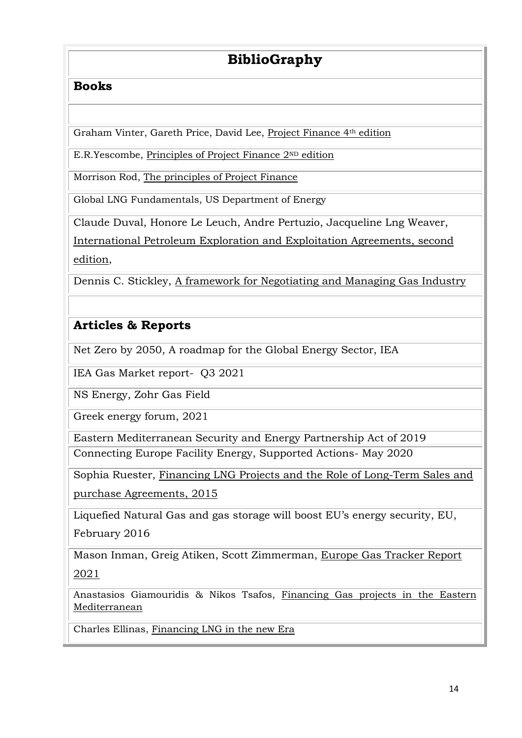# BiblioGraphy

## Books

Graham Vinter, Gareth Price, David Lee, Project Finance 4th edition

E.R.Yescombe, Principles of Project Finance 2ND edition

Morrison Rod, The principles of Project Finance

Global LNG Fundamentals, US Department of Energy

Claude Duval, Honore Le Leuch, Andre Pertuzio, Jacqueline Lng Weaver, International Petroleum Exploration and Exploitation Agreements, second edition,

Dennis C. Stickley, A framework for Negotiating and Managing Gas Industry

## Articles & Reports

Net Zero by 2050, A roadmap for the Global Energy Sector, IEA

IEA Gas Market report- Q3 2021

NS Energy, Zohr Gas Field

Greek energy forum, 2021

Eastern Mediterranean Security and Energy Partnership Act of 2019

Connecting Europe Facility Energy, Supported Actions- May 2020

Sophia Ruester, Financing LNG Projects and the Role of Long-Term Sales and purchase Agreements, 2015

Liquefied Natural Gas and gas storage will boost EU's energy security, EU, February 2016

Mason Inman, Greig Atiken, Scott Zimmerman, Europe Gas Tracker Report 2021

Anastasios Giamouridis & Nikos Tsafos, Financing Gas projects in the Eastern Mediterranean

Charles Ellinas, Financing LNG in the new Era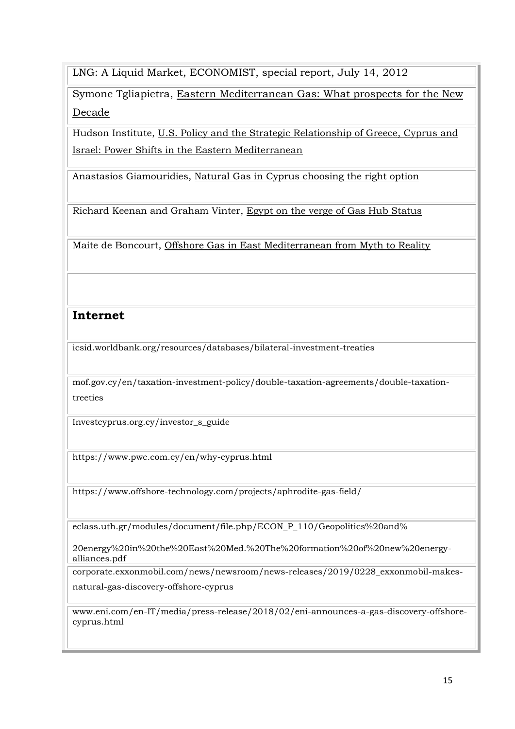LNG: A Liquid Market, ECONOMIST, special report, July 14, 2012

Symone Tgliapietra, Eastern Mediterranean Gas: What prospects for the New Decade

Hudson Institute, U.S. Policy and the Strategic Relationship of Greece, Cyprus and Israel: Power Shifts in the Eastern Mediterranean

Anastasios Giamouridies, Natural Gas in Cyprus choosing the right option

Richard Keenan and Graham Vinter, Egypt on the verge of Gas Hub Status

Maite de Boncourt, Offshore Gas in East Mediterranean from Myth to Reality

## Internet

icsid.worldbank.org/resources/databases/bilateral-investment-treaties

mof.gov.cy/en/taxation-investment-policy/double-taxation-agreements/double-taxation-treeties

Investcyprus.org.cy/investor_s_guide

https://www.pwc.com.cy/en/why-cyprus.html

https://www.offshore-technology.com/projects/aphrodite-gas-field/

eclass.uth.gr/modules/document/file.php/ECON_P_110/Geopolitics%20and%20energy%20in%20the%20East%20Med.%20The%20formation%20of%20new%20energy-alliances.pdf

corporate.exxonmobil.com/news/newsroom/news-releases/2019/0228_exxonmobil-makes-natural-gas-discovery-offshore-cyprus

www.eni.com/en-IT/media/press-release/2018/02/eni-announces-a-gas-discovery-offshore-cyprus.html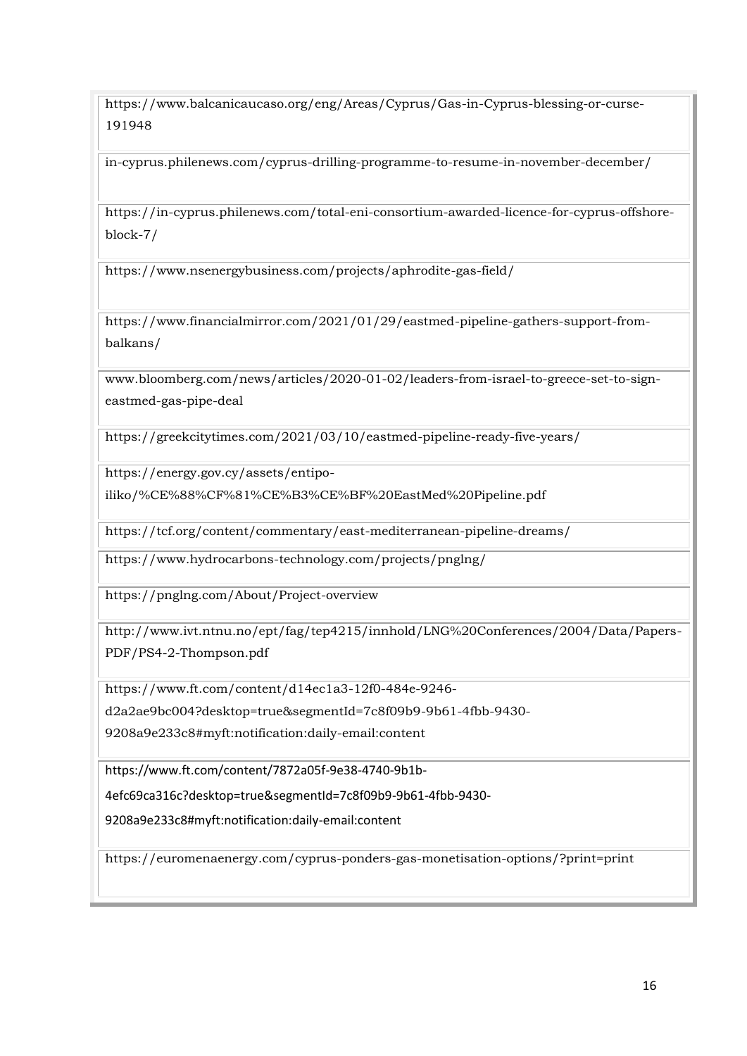| |
|---|
| https://www.balcanicaucaso.org/eng/Areas/Cyprus/Gas-in-Cyprus-blessing-or-curse-191948 |
| in-cyprus.philenews.com/cyprus-drilling-programme-to-resume-in-november-december/ |
| https://in-cyprus.philenews.com/total-eni-consortium-awarded-licence-for-cyprus-offshore-block-7/ |
| https://www.nsenergybusiness.com/projects/aphrodite-gas-field/ |
| https://www.financialmirror.com/2021/01/29/eastmed-pipeline-gathers-support-from-balkans/ |
| www.bloomberg.com/news/articles/2020-01-02/leaders-from-israel-to-greece-set-to-sign-eastmed-gas-pipe-deal |
| https://greekcitytimes.com/2021/03/10/eastmed-pipeline-ready-five-years/ |
| https://energy.gov.cy/assets/entipo-iliko/%CE%88%CF%81%CE%B3%CE%BF%20EastMed%20Pipeline.pdf |
| https://tcf.org/content/commentary/east-mediterranean-pipeline-dreams/ |
| https://www.hydrocarbons-technology.com/projects/pnglng/ |
| https://pnglng.com/About/Project-overview |
| http://www.ivt.ntnu.no/ept/fag/tep4215/innhold/LNG%20Conferences/2004/Data/Papers-PDF/PS4-2-Thompson.pdf |
| https://www.ft.com/content/d14ec1a3-12f0-484e-9246-d2a2ae9bc004?desktop=true&segmentId=7c8f09b9-9b61-4fbb-9430-9208a9e233c8#myft:notification:daily-email:content |
| https://www.ft.com/content/7872a05f-9e38-4740-9b1b-4efc69ca316c?desktop=true&segmentId=7c8f09b9-9b61-4fbb-9430-9208a9e233c8#myft:notification:daily-email:content |
| https://euromenaenergy.com/cyprus-ponders-gas-monetisation-options/?print=print |